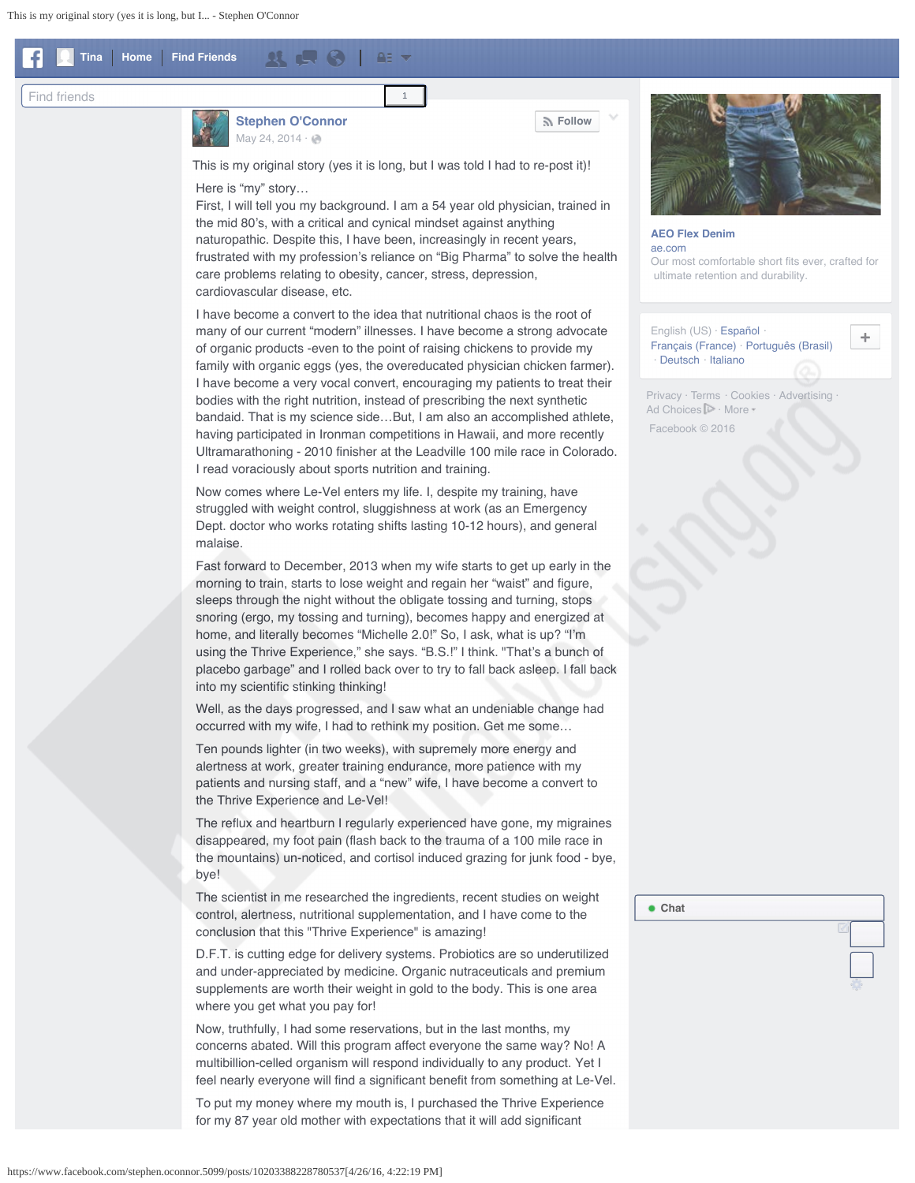Stephen O'Connor
May 24, 2014

This is my original story (yes it is long, but I was told I had to re-post it)!

Here is "my" story…
First, I will tell you my background. I am a 54 year old physician, trained in the mid 80's, with a critical and cynical mindset against anything naturopathic. Despite this, I have been, increasingly in recent years, frustrated with my profession's reliance on "Big Pharma" to solve the health care problems relating to obesity, cancer, stress, depression, cardiovascular disease, etc.

I have become a convert to the idea that nutritional chaos is the root of many of our current "modern" illnesses. I have become a strong advocate of organic products -even to the point of raising chickens to provide my family with organic eggs (yes, the overeducated physician chicken farmer). I have become a very vocal convert, encouraging my patients to treat their bodies with the right nutrition, instead of prescribing the next synthetic bandaid. That is my science side…But, I am also an accomplished athlete, having participated in Ironman competitions in Hawaii, and more recently Ultramarathoning - 2010 finisher at the Leadville 100 mile race in Colorado. I read voraciously about sports nutrition and training.

Now comes where Le-Vel enters my life. I, despite my training, have struggled with weight control, sluggishness at work (as an Emergency Dept. doctor who works rotating shifts lasting 10-12 hours), and general malaise.

Fast forward to December, 2013 when my wife starts to get up early in the morning to train, starts to lose weight and regain her "waist" and figure, sleeps through the night without the obligate tossing and turning, stops snoring (ergo, my tossing and turning), becomes happy and energized at home, and literally becomes "Michelle 2.0!" So, I ask, what is up? "I'm using the Thrive Experience," she says. "B.S.!" I think. "That's a bunch of placebo garbage" and I rolled back over to try to fall back asleep. I fall back into my scientific stinking thinking!

Well, as the days progressed, and I saw what an undeniable change had occurred with my wife, I had to rethink my position. Get me some…

Ten pounds lighter (in two weeks), with supremely more energy and alertness at work, greater training endurance, more patience with my patients and nursing staff, and a "new" wife, I have become a convert to the Thrive Experience and Le-Vel!

The reflux and heartburn I regularly experienced have gone, my migraines disappeared, my foot pain (flash back to the trauma of a 100 mile race in the mountains) un-noticed, and cortisol induced grazing for junk food - bye, bye!

The scientist in me researched the ingredients, recent studies on weight control, alertness, nutritional supplementation, and I have come to the conclusion that this "Thrive Experience" is amazing!

D.F.T. is cutting edge for delivery systems. Probiotics are so underutilized and under-appreciated by medicine. Organic nutraceuticals and premium supplements are worth their weight in gold to the body. This is one area where you get what you pay for!

Now, truthfully, I had some reservations, but in the last months, my concerns abated. Will this program affect everyone the same way? No! A multibillion-celled organism will respond individually to any product. Yet I feel nearly everyone will find a significant benefit from something at Le-Vel.

To put my money where my mouth is, I purchased the Thrive Experience for my 87 year old mother with expectations that it will add significant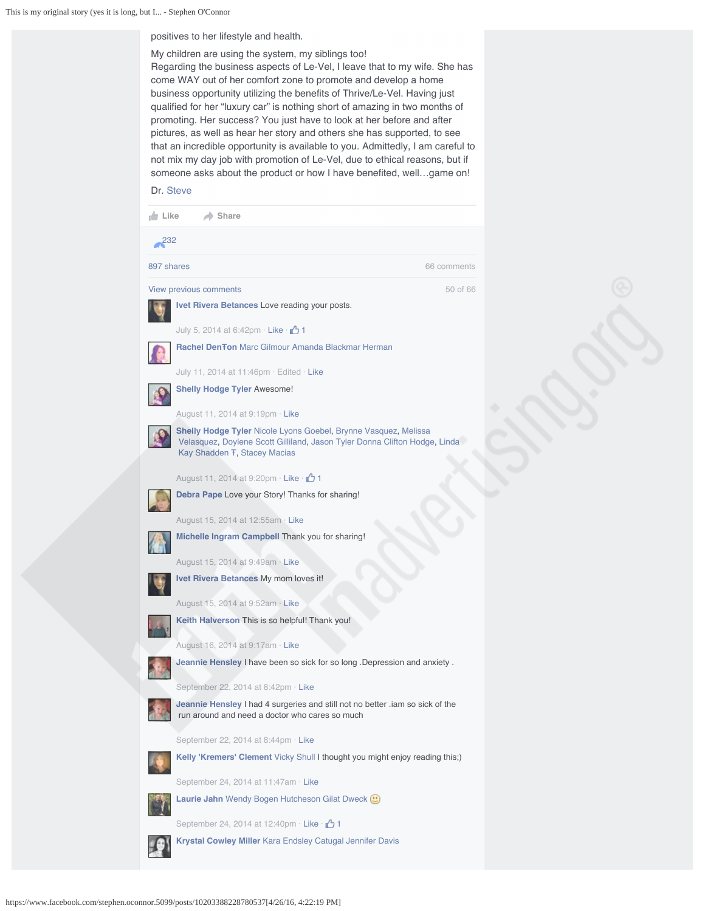positives to her lifestyle and health.

My children are using the system, my siblings too!
Regarding the business aspects of Le-Vel, I leave that to my wife. She has come WAY out of her comfort zone to promote and develop a home business opportunity utilizing the benefits of Thrive/Le-Vel. Having just qualified for her "luxury car" is nothing short of amazing in two months of promoting. Her success? You just have to look at her before and after pictures, as well as hear her story and others she has supported, to see that an incredible opportunity is available to you. Admittedly, I am careful to not mix my day job with promotion of Le-Vel, due to ethical reasons, but if someone asks about the product or how I have benefited, well…game on!

Dr. Steve

Like Share

232

897 shares 66 comments

View previous comments 50 of 66

**Ivet Rivera Betances** Love reading your posts.

July 5, 2014 at 6:42pm · Like · 1

**Rachel DenTon** Marc Gilmour Amanda Blackmar Herman

July 11, 2014 at 11:46pm · Edited · Like

**Shelly Hodge Tyler** Awesome!

August 11, 2014 at 9:19pm · Like

**Shelly Hodge Tyler** Nicole Lyons Goebel, Brynne Vasquez, Melissa Velasquez, Doylene Scott Gilliland, Jason Tyler Donna Clifton Hodge, Linda Kay Shadden T, Stacey Macias

August 11, 2014 at 9:20pm · Like · 1

**Debra Pape** Love your Story! Thanks for sharing!

August 15, 2014 at 12:55am · Like

**Michelle Ingram Campbell** Thank you for sharing!

August 15, 2014 at 9:49am · Like

**Ivet Rivera Betances** My mom loves it!

August 15, 2014 at 9:52am · Like

**Keith Halverson** This is so helpful! Thank you!

August 16, 2014 at 9:17am · Like

**Jeannie Hensley** I have been so sick for so long .Depression and anxiety .

September 22, 2014 at 8:42pm · Like

**Jeannie Hensley** I had 4 surgeries and still not no better .iam so sick of the run around and need a doctor who cares so much

September 22, 2014 at 8:44pm · Like

**Kelly 'Kremers' Clement** Vicky Shull I thought you might enjoy reading this;)

September 24, 2014 at 11:47am · Like

**Laurie Jahn** Wendy Bogen Hutcheson Gilat Dweck 🙂

September 24, 2014 at 12:40pm · Like · 1

**Krystal Cowley Miller** Kara Endsley Catugal Jennifer Davis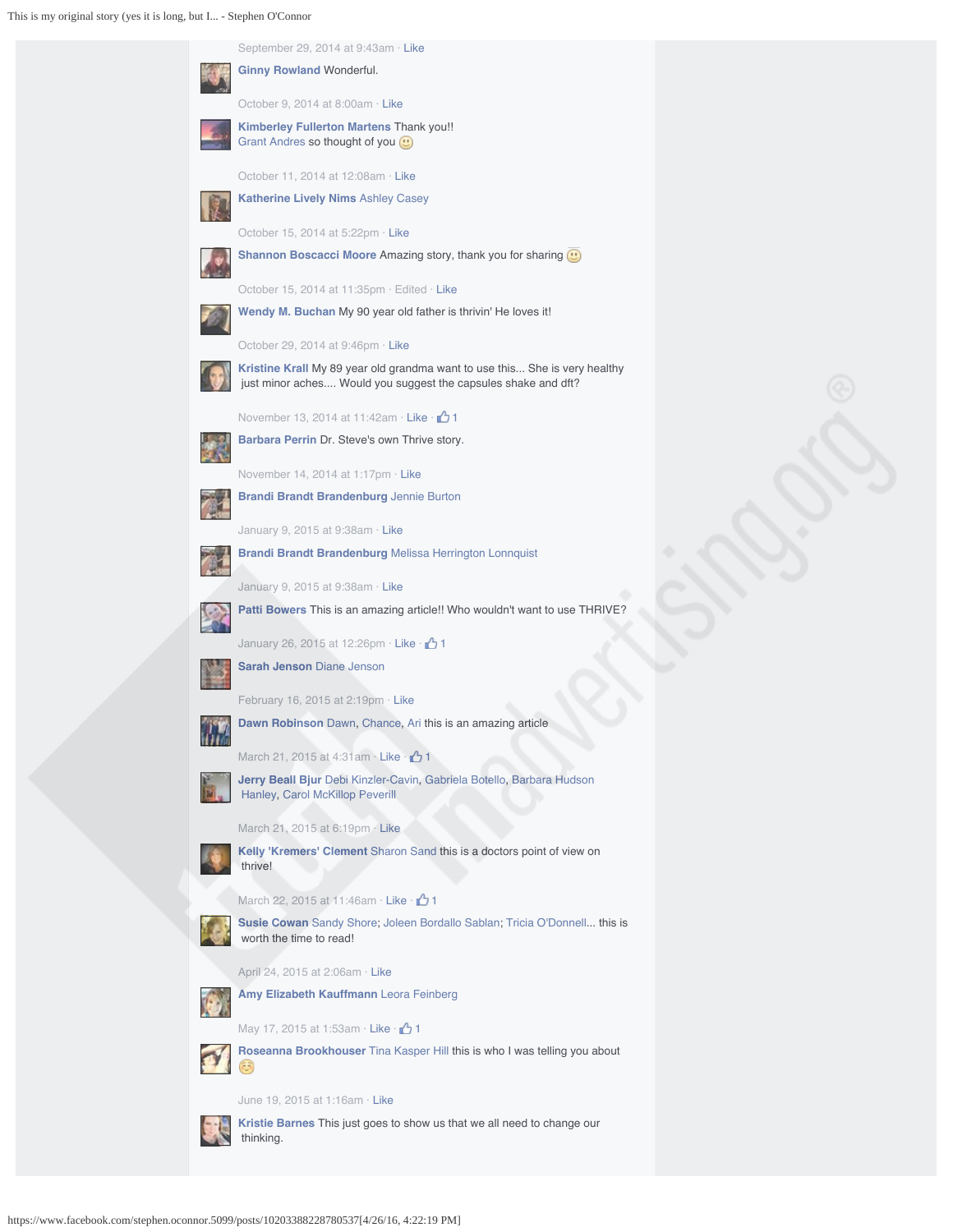September 29, 2014 at 9:43am · Like

**Ginny Rowland** Wonderful.

October 9, 2014 at 8:00am · Like

**Kimberley Fullerton Martens** Thank you!! Grant Andres so thought of you 🙂

October 11, 2014 at 12:08am · Like

**Katherine Lively Nims** Ashley Casey

October 15, 2014 at 5:22pm · Like

**Shannon Boscacci Moore** Amazing story, thank you for sharing 😇

October 15, 2014 at 11:35pm · Edited · Like

**Wendy M. Buchan** My 90 year old father is thrivin' He loves it!

October 29, 2014 at 9:46pm · Like

**Kristine Krall** My 89 year old grandma want to use this... She is very healthy just minor aches.... Would you suggest the capsules shake and dft?

November 13, 2014 at 11:42am · Like · 1

**Barbara Perrin** Dr. Steve's own Thrive story.

November 14, 2014 at 1:17pm · Like

**Brandi Brandt Brandenburg** Jennie Burton

January 9, 2015 at 9:38am · Like

**Brandi Brandt Brandenburg** Melissa Herrington Lonnquist

January 9, 2015 at 9:38am · Like

**Patti Bowers** This is an amazing article!! Who wouldn't want to use THRIVE?

January 26, 2015 at 12:26pm · Like · 1

**Sarah Jenson** Diane Jenson

February 16, 2015 at 2:19pm · Like

**Dawn Robinson** Dawn, Chance, Ari this is an amazing article

March 21, 2015 at 4:31am · Like · 1

**Jerry Beall Bjur** Debi Kinzler-Cavin, Gabriela Botello, Barbara Hudson Hanley, Carol McKillop Peverill

March 21, 2015 at 6:19pm · Like

**Kelly 'Kremers' Clement** Sharon Sand this is a doctors point of view on thrive!

March 22, 2015 at 11:46am · Like · 1

**Susie Cowan** Sandy Shore; Joleen Bordallo Sablan; Tricia O'Donnell... this is worth the time to read!

April 24, 2015 at 2:06am · Like

**Amy Elizabeth Kauffmann** Leora Feinberg

May 17, 2015 at 1:53am · Like · 1

**Roseanna Brookhouser** Tina Kasper Hill this is who I was telling you about ☺️

June 19, 2015 at 1:16am · Like

**Kristie Barnes** This just goes to show us that we all need to change our thinking.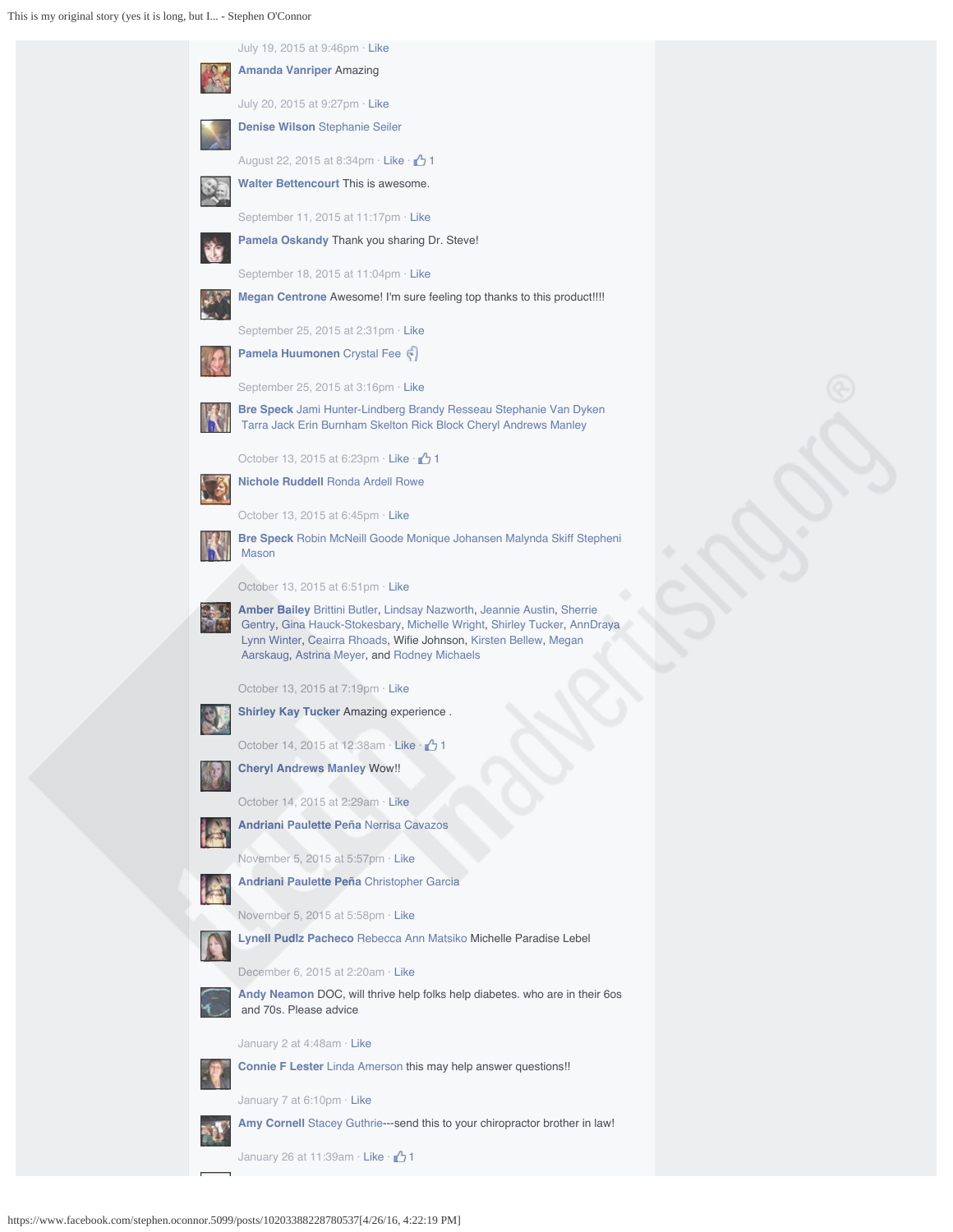July 19, 2015 at 9:46pm · Like

**Amanda Vanriper** Amazing

July 20, 2015 at 9:27pm · Like

**Denise Wilson** Stephanie Seiler

August 22, 2015 at 8:34pm · Like · 1

**Walter Bettencourt** This is awesome.

September 11, 2015 at 11:17pm · Like

**Pamela Oskandy** Thank you sharing Dr. Steve!

September 18, 2015 at 11:04pm · Like

**Megan Centrone** Awesome! I'm sure feeling top thanks to this product!!!!

September 25, 2015 at 2:31pm · Like

**Pamela Huumonen** Crystal Fee

September 25, 2015 at 3:16pm · Like

**Bre Speck** Jami Hunter-Lindberg Brandy Resseau Stephanie Van Dyken Tarra Jack Erin Burnham Skelton Rick Block Cheryl Andrews Manley

October 13, 2015 at 6:23pm · Like · 1

**Nichole Ruddell** Ronda Ardell Rowe

October 13, 2015 at 6:45pm · Like

**Bre Speck** Robin McNeill Goode Monique Johansen Malynda Skiff Stepheni Mason

October 13, 2015 at 6:51pm · Like

**Amber Bailey** Brittini Butler, Lindsay Nazworth, Jeannie Austin, Sherrie Gentry, Gina Hauck-Stokesbary, Michelle Wright, Shirley Tucker, AnnDraya Lynn Winter, Ceairra Rhoads, Wifie Johnson, Kirsten Bellew, Megan Aarskaug, Astrina Meyer, and Rodney Michaels

October 13, 2015 at 7:19pm · Like

**Shirley Kay Tucker** Amazing experience .

October 14, 2015 at 12:38am · Like · 1

**Cheryl Andrews Manley** Wow!!

October 14, 2015 at 2:29am · Like

**Andriani Paulette Peña** Nerrisa Cavazos

November 5, 2015 at 5:57pm · Like

**Andriani Paulette Peña** Christopher Garcia

November 5, 2015 at 5:58pm · Like

**Lynell Pudlz Pacheco** Rebecca Ann Matsiko Michelle Paradise Lebel

December 6, 2015 at 2:20am · Like

**Andy Neamon** DOC, will thrive help folks help diabetes. who are in their 6os and 70s. Please advice

January 2 at 4:48am · Like

**Connie F Lester** Linda Amerson this may help answer questions!!

January 7 at 6:10pm · Like

**Amy Cornell** Stacey Guthrie---send this to your chiropractor brother in law!

January 26 at 11:39am · Like · 1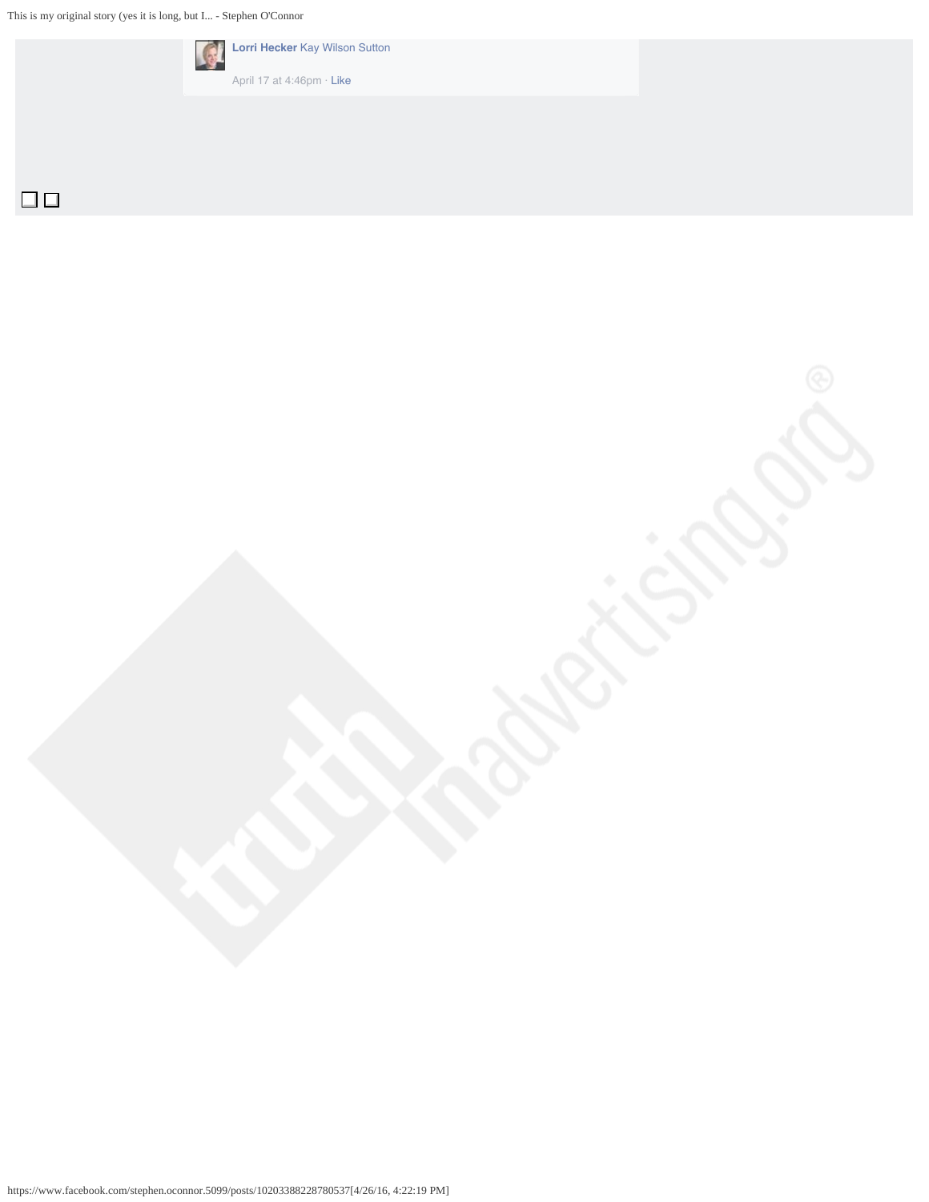**Lorri Hecker** Kay Wilson Sutton

April 17 at 4:46pm · Like